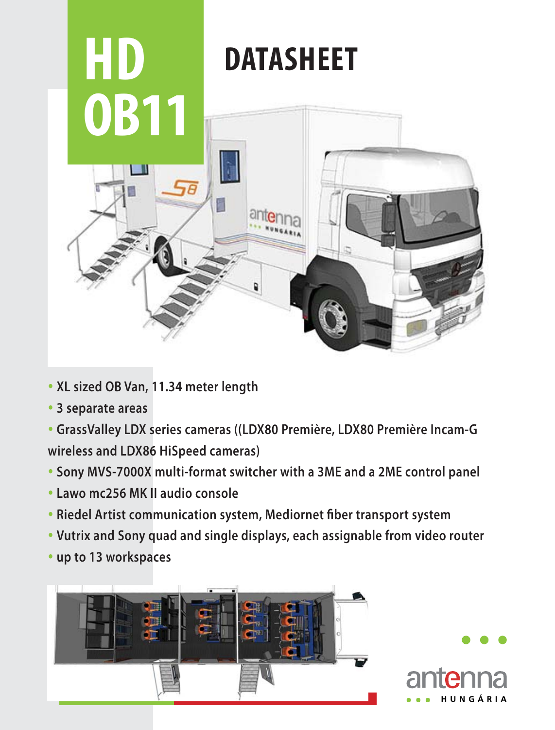# HD OB11

# DATASHEET

- XL sized OB Van, 11.34 meter length
- 3 separate areas
- GrassValley LDX series cameras ((LDX80 Première, LDX80 Première Incam-G wireless and LDX86 HiSpeed cameras)
- Sony MVS-7000X multi-format switcher with a 3ME and a 2ME control panel
- Lawo mc256 MK II audio console
- Riedel Artist communication system, Mediornet fiber transport system
- Vutrix and Sony quad and single displays, each assignable from video router
- up to 13 workspaces

antenna HUNGÁRIA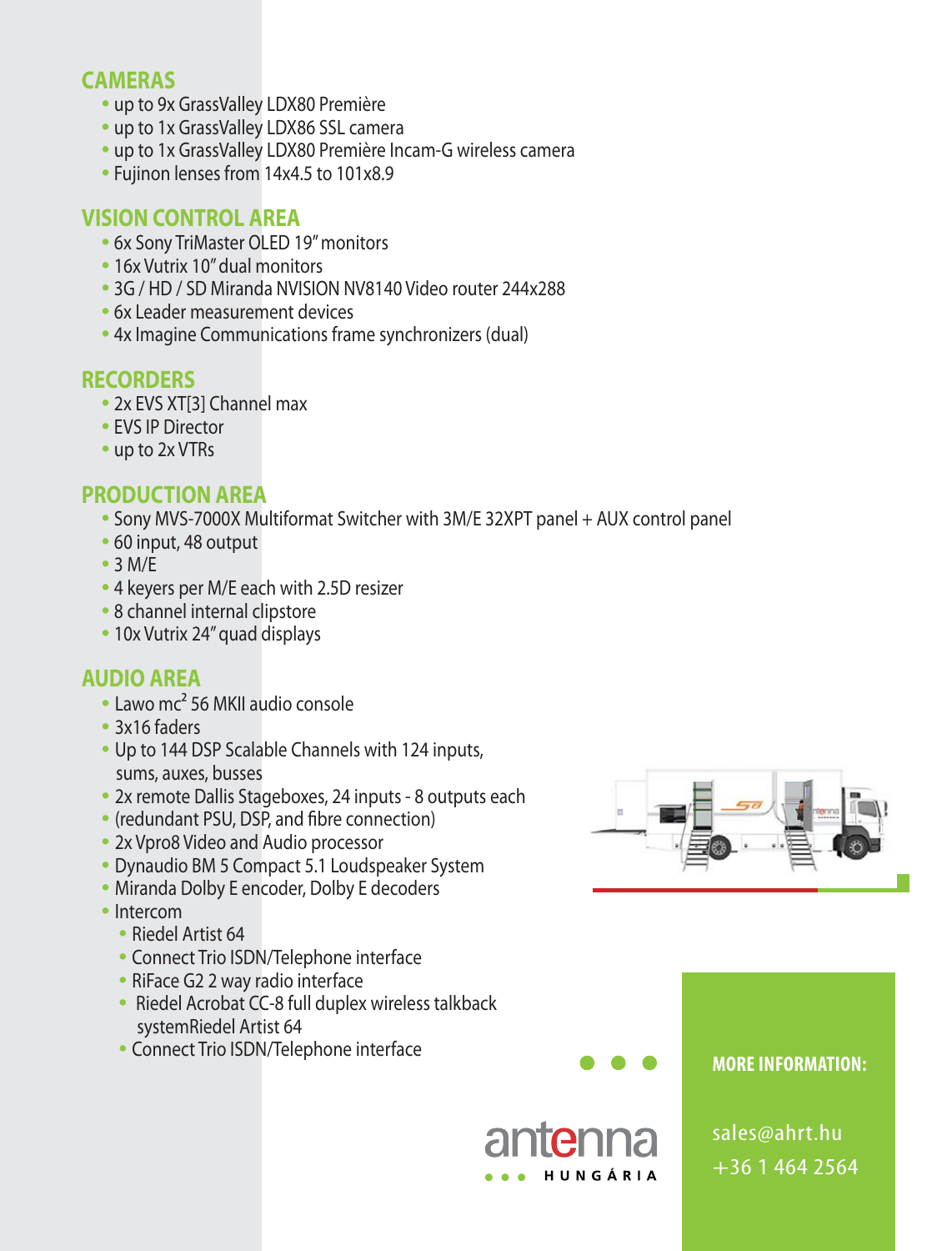## CAMERAS

- up to 9x GrassValley LDX80 Première
- up to 1x GrassValley LDX86 SSL camera
- up to 1x GrassValley LDX80 Première Incam-G wireless camera
- Fujinon lenses from 14x4.5 to 101x8.9

## VISION CONTROL AREA

- 6x Sony TriMaster OLED 19" monitors
- 16x Vutrix 10" dual monitors
- 3G / HD / SD Miranda NVISION NV8140 Video router 244x288
- 6x Leader measurement devices
- 4x Imagine Communications frame synchronizers (dual)

## RECORDERS

- 2x EVS XT[3] Channel max
- EVS IP Director
- up to 2x VTRs

## PRODUCTION AREA

- Sony MVS-7000X Multiformat Switcher with 3M/E 32XPT panel + AUX control panel
- 60 input, 48 output
- 3 M/E
- 4 keyers per M/E each with 2.5D resizer
- 8 channel internal clipstore
- 10x Vutrix 24" quad displays

## AUDIO AREA

- Lawo mc$^2$ 56 MKII audio console
- 3x16 faders
- Up to 144 DSP Scalable Channels with 124 inputs, sums, auxes, busses
- 2x remote Dallis Stageboxes, 24 inputs - 8 outputs each
- (redundant PSU, DSP, and fibre connection)
- 2x Vpro8 Video and Audio processor
- Dynaudio BM 5 Compact 5.1 Loudspeaker System
- Miranda Dolby E encoder, Dolby E decoders
- Intercom
  - Riedel Artist 64
  - Connect Trio ISDN/Telephone interface
  - RiFace G2 2 way radio interface
  - Riedel Acrobat CC-8 full duplex wireless talkback systemRiedel Artist 64
  - Connect Trio ISDN/Telephone interface

**MORE INFORMATION:**

sales@ahrt.hu
+36 1 464 2564

antenna HUNGÁRIA